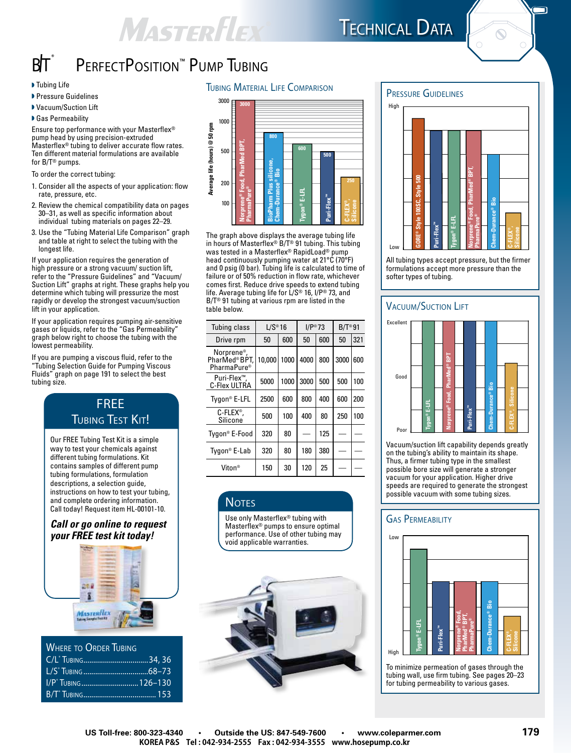# B/T® PerfectPosition™ Pump Tubing

- Tubing Life
- Pressure Guidelines
- Vacuum/Suction Lift
- Gas Permeability

Ensure top performance with your Masterflex® pump head by using precision-extruded Masterflex® tubing to deliver accurate flow rates. Ten different material formulations are available for B/T® pumps.

To order the correct tubing:

1. Consider all the aspects of your application: flow rate, pressure, etc.
2. Review the chemical compatibility data on pages 30–31, as well as specific information about individual tubing materials on pages 22–29.
3. Use the "Tubing Material Life Comparison" graph and table at right to select the tubing with the longest life.

If your application requires the generation of high pressure or a strong vacuum/ suction lift, refer to the "Pressure Guidelines" and "Vacuum/ Suction Lift" graphs at right. These graphs help you determine which tubing will pressurize the most rapidly or develop the strongest vacuum/suction lift in your application.

If your application requires pumping air-sensitive gases or liquids, refer to the "Gas Permeability" graph below right to choose the tubing with the lowest permeability.

If you are pumping a viscous fluid, refer to the "Tubing Selection Guide for Pumping Viscous Fluids" graph on page 191 to select the best tubing size.

## FREE Tubing Test Kit!

Our FREE Tubing Test Kit is a simple way to test your chemicals against different tubing formulations. Kit contains samples of different pump tubing formulations, formulation descriptions, a selection guide, instructions on how to test your tubing, and complete ordering information. Call today! Request item HL-00101-10.

***Call or go online to request your FREE test kit today!***

## Where to Order Tubing

- C/L® Tubing ......... 34, 36
- L/S® Tubing ......... 68–73
- I/P® Tubing ......... 126–130
- B/T® Tubing ......... 153

## Tubing Material Life Comparison

Average life (hours) @ 50 rpm

| Tubing | Average life (hours) |
|---|---|
| Norprene® Food, PharMed BPT, PharmaPure® | 3000 |
| BioPharm Plus silicone, Chem-Durance® Bio | 800 |
| Tygon® E-LFL | 600 |
| Puri-Flex™ | 500 |
| C-FLEX®, Silicone | 250 |

The graph above displays the average tubing life in hours of Masterflex® B/T® 91 tubing. This tubing was tested in a Masterflex® RapidLoad® pump head continuously pumping water at 21°C (70°F) and 0 psig (0 bar). Tubing life is calculated to time of failure or of 50% reduction in flow rate, whichever comes first. Reduce drive speeds to extend tubing life. Average tubing life for L/S® 16, I/P® 73, and B/T® 91 tubing at various rpm are listed in the table below.

| Tubing class | L/S® 16 | | I/P® 73 | | B/T® 91 | |
|---|---|---|---|---|---|---|
| Drive rpm | 50 | 600 | 50 | 600 | 50 | 321 |
| Norprene®, PharMed® BPT, PharmaPure® | 10,000 | 1000 | 4000 | 800 | 3000 | 600 |
| Puri-Flex™, C-Flex ULTRA | 5000 | 1000 | 3000 | 500 | 500 | 100 |
| Tygon® E-LFL | 2500 | 600 | 800 | 400 | 600 | 200 |
| C-FLEX®, Silicone | 500 | 100 | 400 | 80 | 250 | 100 |
| Tygon® E-Food | 320 | 80 | — | 125 | — | — |
| Tygon® E-Lab | 320 | 80 | 180 | 380 | — | — |
| Viton® | 150 | 30 | 120 | 25 | — | — |

## Notes

Use only Masterflex® tubing with Masterflex® pumps to ensure optimal performance. Use of other tubing may void applicable warranties.

## Pressure Guidelines

(Low to High): GORE® Style 100SC, Style 500; Puri-Flex™; Tygon® E-LFL; Norprene® Food, PharMed® BPT, PharmaPure®; Chem-Durance® Bio; C-FLEX®, Silicone

All tubing types accept pressure, but the firmer formulations accept more pressure than the softer types of tubing.

## Vacuum/Suction Lift

(Poor – Good – Excellent): Tygon® E-LFL; Norprene® Food, PharMed® BPT; Puri-Flex™; Chem-Durance® Bio; C-FLEX®, Silicone

Vacuum/suction lift capability depends greatly on the tubing's ability to maintain its shape. Thus, a firmer tubing type in the smallest possible bore size will generate a stronger vacuum for your application. Higher drive speeds are required to generate the strongest possible vacuum with some tubing sizes.

## Gas Permeability

(Low – High): Tygon® E-LFL; Puri-Flex™; Norprene® Food, PharMed® BPT, PharmaPure®; Chem-Durance® Bio; C-FLEX®, Silicone

To minimize permeation of gases through the tubing wall, use firm tubing. See pages 20–23 for tubing permeability to various gases.

US Toll-free: 800-323-4340 • Outside the US: 847-549-7600 • www.coleparmer.com
KOREA P&S Tel : 042-934-2555 Fax : 042-934-3555 www.hosepump.co.kr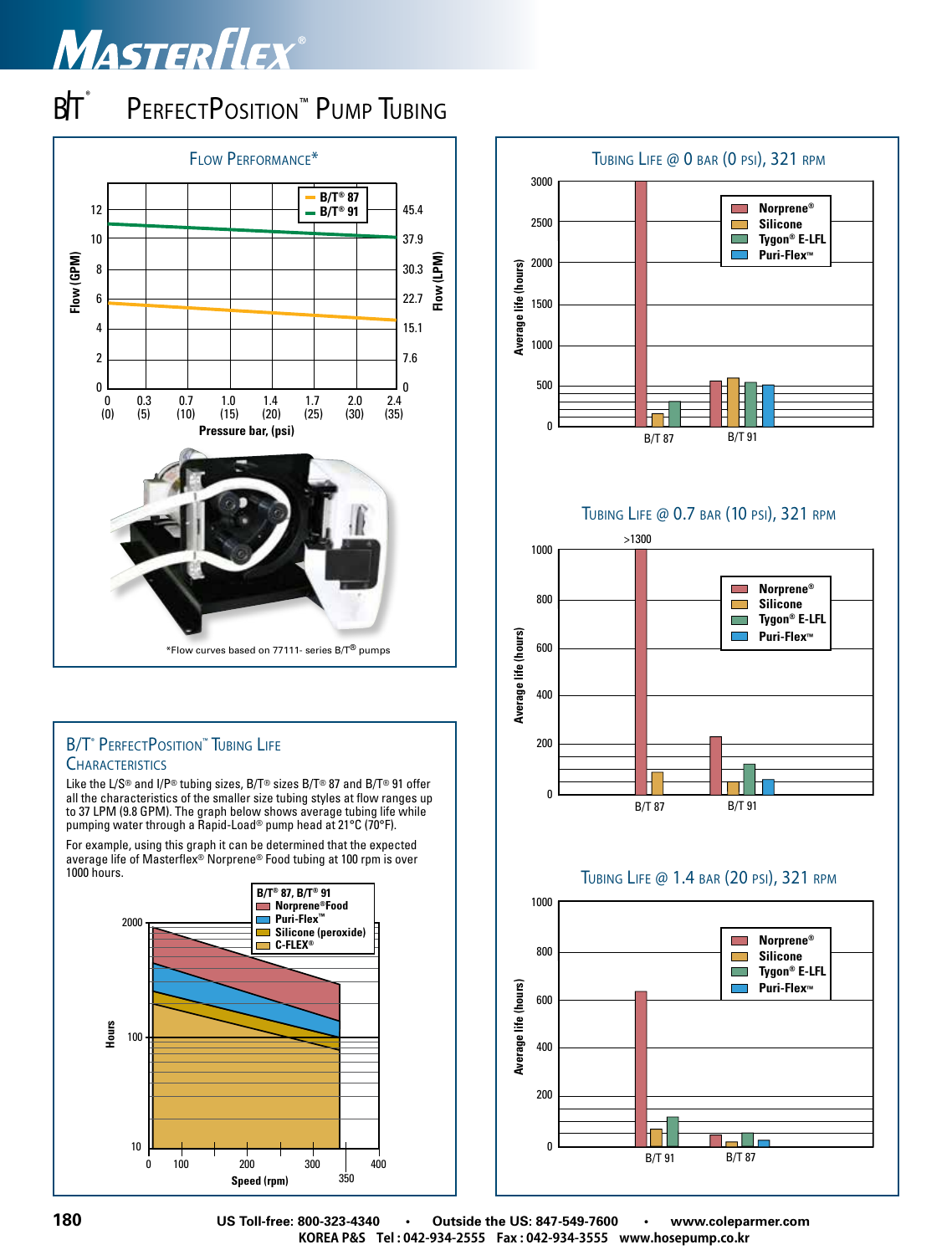# MASTERFLEX®

# B/T® PerfectPosition™ Pump Tubing

## Flow Performance*

B/T® 87
B/T® 91

Flow (GPM): 0, 2, 4, 6, 8, 10, 12
Flow (LPM): 0, 7.6, 15.1, 22.7, 30.3, 37.9, 45.4

Pressure bar, (psi): 0 (0), 0.3 (5), 0.7 (10), 1.0 (15), 1.4 (20), 1.7 (25), 2.0 (30), 2.4 (35)

*Flow curves based on 77111- series B/T® pumps

## B/T® PerfectPosition™ Tubing Life Characteristics

Like the L/S® and I/P® tubing sizes, B/T® sizes B/T® 87 and B/T® 91 offer all the characteristics of the smaller size tubing styles at flow ranges up to 37 LPM (9.8 GPM). The graph below shows average tubing life while pumping water through a Rapid-Load® pump head at 21°C (70°F).

For example, using this graph it can be determined that the expected average life of Masterflex® Norprene® Food tubing at 100 rpm is over 1000 hours.

B/T® 87, B/T® 91
Norprene® Food
Puri-Flex™
Silicone (peroxide)
C-FLEX®

Hours: 10, 100, 2000

Speed (rpm): 0, 100, 200, 300, 350, 400

## Tubing Life @ 0 bar (0 psi), 321 rpm

Norprene®
Silicone
Tygon® E-LFL
Puri-Flex™

Average life (hours): 0, 500, 1000, 1500, 2000, 2500, 3000

B/T 87
B/T 91

## Tubing Life @ 0.7 bar (10 psi), 321 rpm

Norprene®
Silicone
Tygon® E-LFL
Puri-Flex™

>1300

Average life (hours): 0, 200, 400, 600, 800, 1000

B/T 87
B/T 91

## Tubing Life @ 1.4 bar (20 psi), 321 rpm

Norprene®
Silicone
Tygon® E-LFL
Puri-Flex™

Average life (hours): 0, 200, 400, 600, 800, 1000

B/T 91
B/T 87

US Toll-free: 800-323-4340 • Outside the US: 847-549-7600 • www.coleparmer.com

KOREA P&S Tel : 042-934-2555 Fax : 042-934-3555 www.hosepump.co.kr